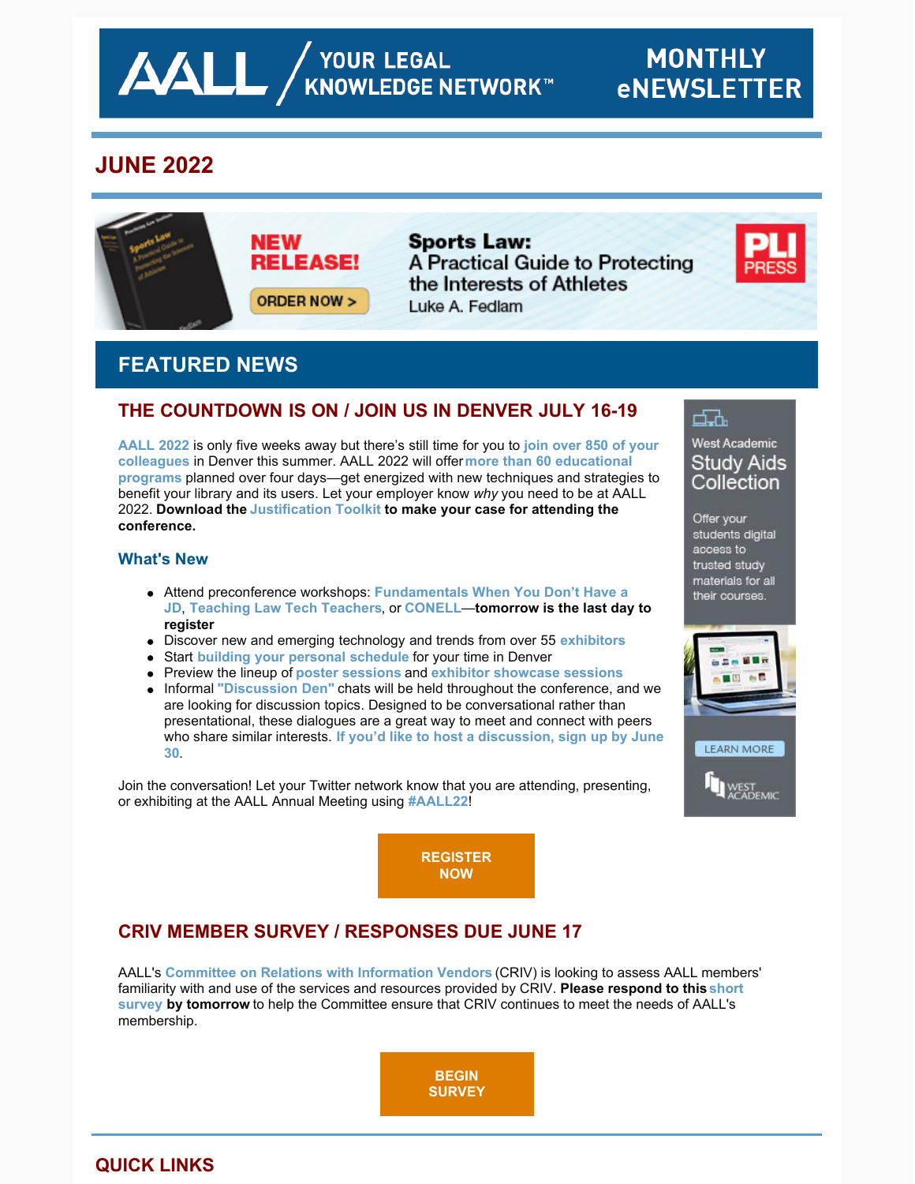# AALL / YOUR LEGAL KNOWLEDGE NETWORK™ — MONTHLY eNEWSLETTER

## JUNE 2022

NEW RELEASE! ORDER NOW >

**Sports Law:** A Practical Guide to Protecting the Interests of Athletes
Luke A. Fedlam

PLI PRESS

## FEATURED NEWS

### THE COUNTDOWN IS ON / JOIN US IN DENVER JULY 16-19

**AALL 2022** is only five weeks away but there's still time for you to **join over 850 of your colleagues** in Denver this summer. AALL 2022 will offer **more than 60 educational programs** planned over four days—get energized with new techniques and strategies to benefit your library and its users. Let your employer know *why* you need to be at AALL 2022. **Download the Justification Toolkit to make your case for attending the conference.**

#### What's New

- Attend preconference workshops: **Fundamentals When You Don't Have a JD**, **Teaching Law Tech Teachers**, or **CONELL**—**tomorrow is the last day to register**
- Discover new and emerging technology and trends from over 55 **exhibitors**
- Start **building your personal schedule** for your time in Denver
- Preview the lineup of **poster sessions** and **exhibitor showcase sessions**
- Informal **"Discussion Den"** chats will be held throughout the conference, and we are looking for discussion topics. Designed to be conversational rather than presentational, these dialogues are a great way to meet and connect with peers who share similar interests. **If you'd like to host a discussion, sign up by June 30**.

Join the conversation! Let your Twitter network know that you are attending, presenting, or exhibiting at the AALL Annual Meeting using **#AALL22**!

**REGISTER NOW**

West Academic Study Aids Collection

Offer your students digital access to trusted study materials for all their courses.

LEARN MORE

WEST ACADEMIC

### CRIV MEMBER SURVEY / RESPONSES DUE JUNE 17

AALL's **Committee on Relations with Information Vendors** (CRIV) is looking to assess AALL members' familiarity with and use of the services and resources provided by CRIV. **Please respond to this short survey by tomorrow** to help the Committee ensure that CRIV continues to meet the needs of AALL's membership.

**BEGIN SURVEY**

## QUICK LINKS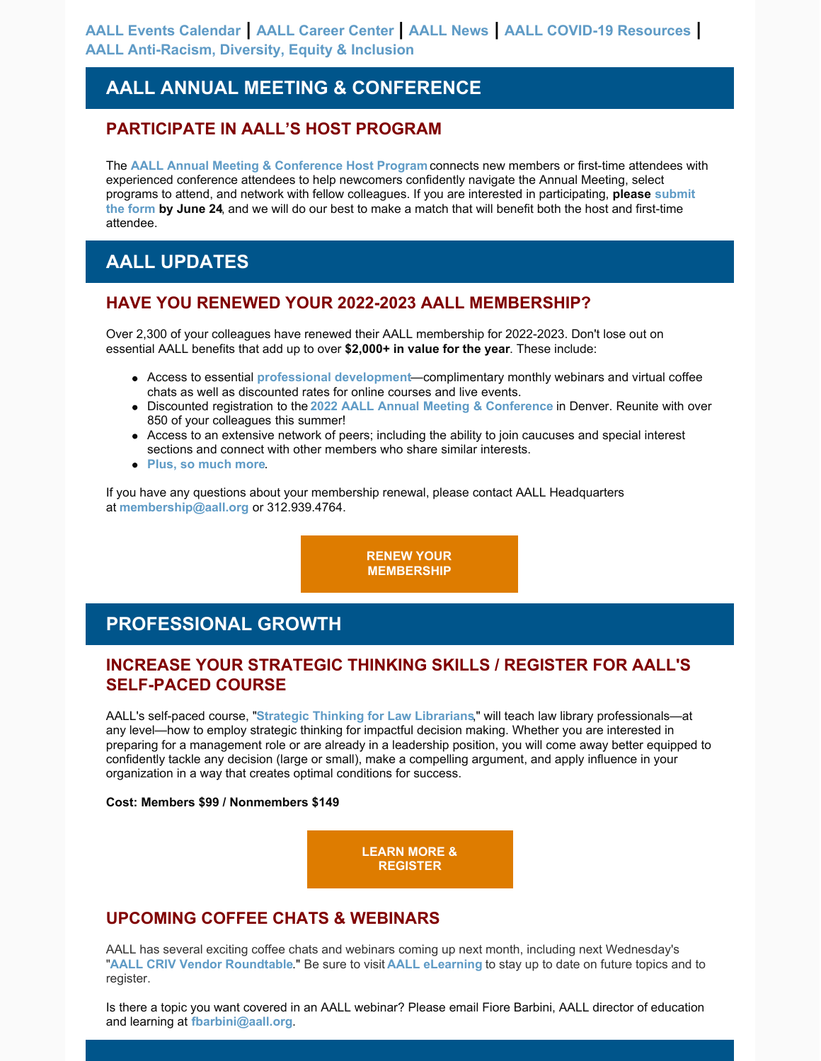AALL Events Calendar | AALL Career Center | AALL News | AALL COVID-19 Resources | AALL Anti-Racism, Diversity, Equity & Inclusion

# AALL ANNUAL MEETING & CONFERENCE

## PARTICIPATE IN AALL'S HOST PROGRAM

The **AALL Annual Meeting & Conference Host Program** connects new members or first-time attendees with experienced conference attendees to help newcomers confidently navigate the Annual Meeting, select programs to attend, and network with fellow colleagues. If you are interested in participating, **please submit the form by June 24**, and we will do our best to make a match that will benefit both the host and first-time attendee.

# AALL UPDATES

## HAVE YOU RENEWED YOUR 2022-2023 AALL MEMBERSHIP?

Over 2,300 of your colleagues have renewed their AALL membership for 2022-2023. Don't lose out on essential AALL benefits that add up to over **$2,000+ in value for the year**. These include:

- Access to essential **professional development**—complimentary monthly webinars and virtual coffee chats as well as discounted rates for online courses and live events.
- Discounted registration to the **2022 AALL Annual Meeting & Conference** in Denver. Reunite with over 850 of your colleagues this summer!
- Access to an extensive network of peers; including the ability to join caucuses and special interest sections and connect with other members who share similar interests.
- **Plus, so much more**.

If you have any questions about your membership renewal, please contact AALL Headquarters at **membership@aall.org** or 312.939.4764.

**RENEW YOUR MEMBERSHIP**

# PROFESSIONAL GROWTH

## INCREASE YOUR STRATEGIC THINKING SKILLS / REGISTER FOR AALL'S SELF-PACED COURSE

AALL's self-paced course, "**Strategic Thinking for Law Librarians**," will teach law library professionals—at any level—how to employ strategic thinking for impactful decision making. Whether you are interested in preparing for a management role or are already in a leadership position, you will come away better equipped to confidently tackle any decision (large or small), make a compelling argument, and apply influence in your organization in a way that creates optimal conditions for success.

**Cost: Members $99 / Nonmembers $149**

**LEARN MORE & REGISTER**

## UPCOMING COFFEE CHATS & WEBINARS

AALL has several exciting coffee chats and webinars coming up next month, including next Wednesday's "**AALL CRIV Vendor Roundtable**." Be sure to visit **AALL eLearning** to stay up to date on future topics and to register.

Is there a topic you want covered in an AALL webinar? Please email Fiore Barbini, AALL director of education and learning at **fbarbini@aall.org**.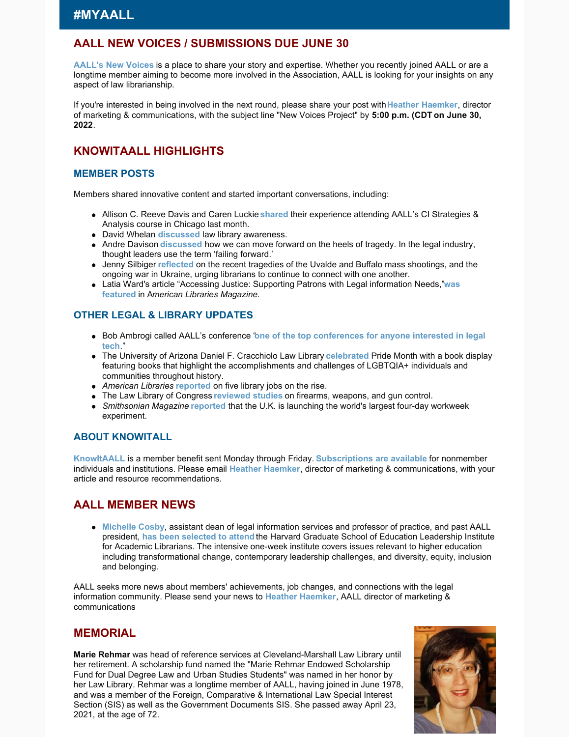# #MYAALL

## AALL NEW VOICES / SUBMISSIONS DUE JUNE 30

**AALL's New Voices** is a place to share your story and expertise. Whether you recently joined AALL or are a longtime member aiming to become more involved in the Association, AALL is looking for your insights on any aspect of law librarianship.

If you're interested in being involved in the next round, please share your post with **Heather Haemker**, director of marketing & communications, with the subject line "New Voices Project" by **5:00 p.m. (CDT on June 30, 2022**.

## KNOWITAALL HIGHLIGHTS

### MEMBER POSTS

Members shared innovative content and started important conversations, including:

- Allison C. Reeve Davis and Caren Luckie **shared** their experience attending AALL's CI Strategies & Analysis course in Chicago last month.
- David Whelan **discussed** law library awareness.
- Andre Davison **discussed** how we can move forward on the heels of tragedy. In the legal industry, thought leaders use the term 'failing forward.'
- Jenny Silbiger **reflected** on the recent tragedies of the Uvalde and Buffalo mass shootings, and the ongoing war in Ukraine, urging librarians to continue to connect with one another.
- Latia Ward's article "Accessing Justice: Supporting Patrons with Legal information Needs,"**was featured** in A*merican Libraries Magazine*.

### OTHER LEGAL & LIBRARY UPDATES

- Bob Ambrogi called AALL's conference "**one of the top conferences for anyone interested in legal tech**."
- The University of Arizona Daniel F. Cracchiolo Law Library **celebrated** Pride Month with a book display featuring books that highlight the accomplishments and challenges of LGBTQIA+ individuals and communities throughout history.
- *American Libraries* **reported** on five library jobs on the rise.
- The Law Library of Congress **reviewed studies** on firearms, weapons, and gun control.
- *Smithsonian Magazine* **reported** that the U.K. is launching the world's largest four-day workweek experiment.

### ABOUT KNOWITALL

**KnowItAALL** is a member benefit sent Monday through Friday. **Subscriptions are available** for nonmember individuals and institutions. Please email **Heather Haemker**, director of marketing & communications, with your article and resource recommendations.

## AALL MEMBER NEWS

- **Michelle Cosby**, assistant dean of legal information services and professor of practice, and past AALL president, **has been selected to attend** the Harvard Graduate School of Education Leadership Institute for Academic Librarians. The intensive one-week institute covers issues relevant to higher education including transformational change, contemporary leadership challenges, and diversity, equity, inclusion and belonging.

AALL seeks more news about members' achievements, job changes, and connections with the legal information community. Please send your news to **Heather Haemker**, AALL director of marketing & communications

## MEMORIAL

**Marie Rehmar** was head of reference services at Cleveland-Marshall Law Library until her retirement. A scholarship fund named the "Marie Rehmar Endowed Scholarship Fund for Dual Degree Law and Urban Studies Students" was named in her honor by her Law Library. Rehmar was a longtime member of AALL, having joined in June 1978, and was a member of the Foreign, Comparative & International Law Special Interest Section (SIS) as well as the Government Documents SIS. She passed away April 23, 2021, at the age of 72.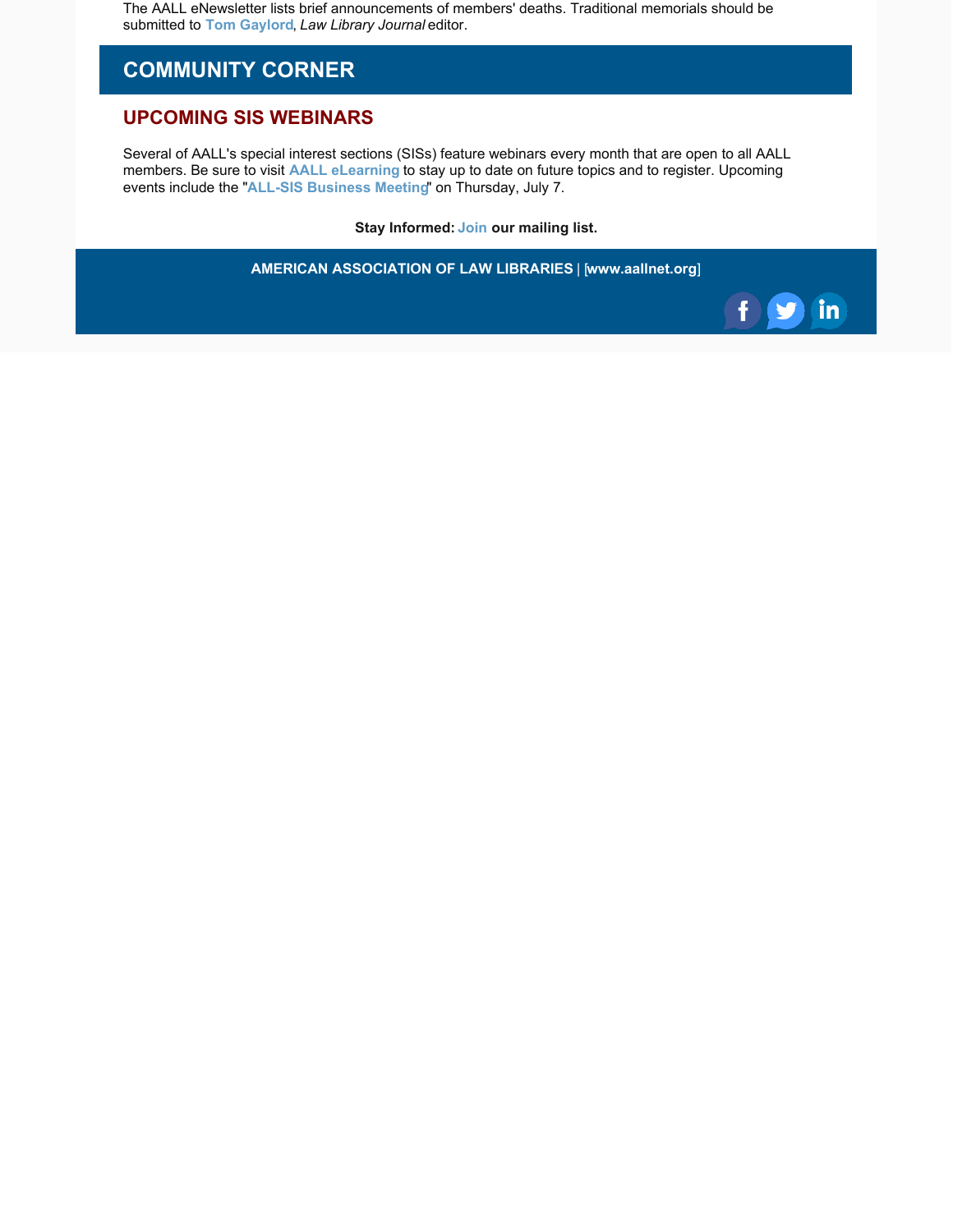The AALL eNewsletter lists brief announcements of members' deaths. Traditional memorials should be submitted to **Tom Gaylord**, *Law Library Journal* editor.

## COMMUNITY CORNER

### UPCOMING SIS WEBINARS

Several of AALL's special interest sections (SISs) feature webinars every month that are open to all AALL members. Be sure to visit **AALL eLearning** to stay up to date on future topics and to register. Upcoming events include the "**ALL-SIS Business Meeting**" on Thursday, July 7.

**Stay Informed: Join our mailing list.**

**AMERICAN ASSOCIATION OF LAW LIBRARIES | [www.aallnet.org]**